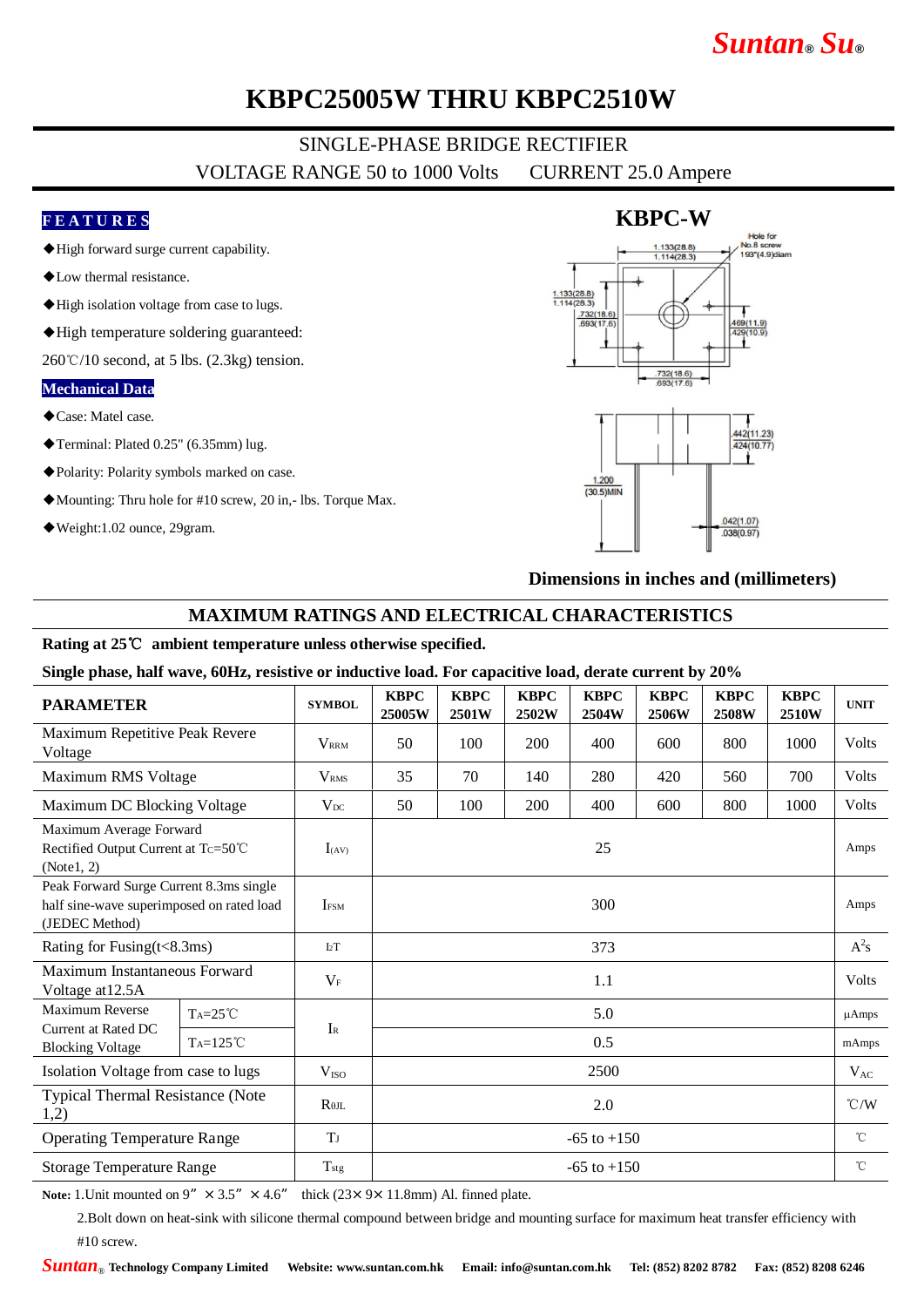Suntan® Su®

# KBPC25005W THRU KBPC2510W

SINGLE-PHASE BRIDGE RECTIFIER

VOLTAGE RANGE 50 to 1000 Volts  CURRENT 25.0 Ampere

## FEATURES

- ◆High forward surge current capability.
- ◆Low thermal resistance.
- ◆High isolation voltage from case to lugs.
- ◆High temperature soldering guaranteed:

260℃/10 second, at 5 lbs. (2.3kg) tension.

## Mechanical Data

- ◆Case: Matel case.
- ◆Terminal: Plated 0.25" (6.35mm) lug.
- ◆Polarity: Polarity symbols marked on case.
- ◆Mounting: Thru hole for #10 screw, 20 in,- lbs. Torque Max.
- ◆Weight:1.02 ounce, 29gram.

**KBPC-W**

Hole for No.8 screw .193"(4.9)diam

1.133(28.8) 1.114(28.3)

1.133(28.8) 1.114(28.3)

.732(18.6) .693(17.6)

.469(11.9) .429(10.9)

.732(18.6) .693(17.6)

.442(11.23) .424(10.77)

1.200 (30.5)MIN

.042(1.07) .038(0.97)

**Dimensions in inches and (millimeters)**

## MAXIMUM RATINGS AND ELECTRICAL CHARACTERISTICS

**Rating at 25℃ ambient temperature unless otherwise specified.**

**Single phase, half wave, 60Hz, resistive or inductive load. For capacitive load, derate current by 20%**

| PARAMETER | | SYMBOL | KBPC 25005W | KBPC 2501W | KBPC 2502W | KBPC 2504W | KBPC 2506W | KBPC 2508W | KBPC 2510W | UNIT |
|---|---|---|---|---|---|---|---|---|---|---|
| Maximum Repetitive Peak Revere Voltage | | $V_{RRM}$ | 50 | 100 | 200 | 400 | 600 | 800 | 1000 | Volts |
| Maximum RMS Voltage | | $V_{RMS}$ | 35 | 70 | 140 | 280 | 420 | 560 | 700 | Volts |
| Maximum DC Blocking Voltage | | $V_{DC}$ | 50 | 100 | 200 | 400 | 600 | 800 | 1000 | Volts |
| Maximum Average Forward Rectified Output Current at $T_C$=50℃ (Note1, 2) | | $I_{(AV)}$ | 25 | | | | | | | Amps |
| Peak Forward Surge Current 8.3ms single half sine-wave superimposed on rated load (JEDEC Method) | | $I_{FSM}$ | 300 | | | | | | | Amps |
| Rating for Fusing(t<8.3ms) | | $I^2T$ | 373 | | | | | | | $A^2s$ |
| Maximum Instantaneous Forward Voltage at12.5A | | $V_F$ | 1.1 | | | | | | | Volts |
| Maximum Reverse Current at Rated DC Blocking Voltage | $T_A$=25℃ | $I_R$ | 5.0 | | | | | | | µAmps |
| | $T_A$=125℃ | | 0.5 | | | | | | | mAmps |
| Isolation Voltage from case to lugs | | $V_{ISO}$ | 2500 | | | | | | | $V_{AC}$ |
| Typical Thermal Resistance (Note 1,2) | | $R_{θJL}$ | 2.0 | | | | | | | ℃/W |
| Operating Temperature Range | | $T_J$ | -65 to +150 | | | | | | | ℃ |
| Storage Temperature Range | | $T_{stg}$ | -65 to +150 | | | | | | | ℃ |

**Note:** 1.Unit mounted on 9" × 3.5" × 4.6" thick (23× 9× 11.8mm) Al. finned plate.

2.Bolt down on heat-sink with silicone thermal compound between bridge and mounting surface for maximum heat transfer efficiency with #10 screw.

Suntan® Technology Company Limited  Website: www.suntan.com.hk  Email: info@suntan.com.hk  Tel: (852) 8202 8782  Fax: (852) 8208 6246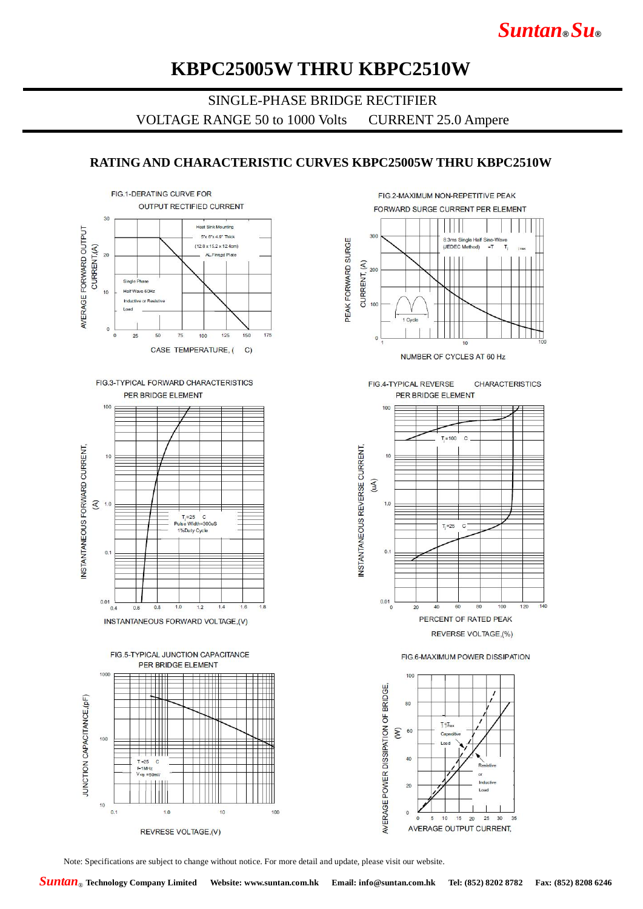# KBPC25005W THRU KBPC2510W

SINGLE-PHASE BRIDGE RECTIFIER

VOLTAGE RANGE 50 to 1000 Volts CURRENT 25.0 Ampere

## RATING AND CHARACTERISTIC CURVES KBPC25005W THRU KBPC2510W

FIG.1-DERATING CURVE FOR OUTPUT RECTIFIED CURRENT

AVERAGE FORWARD OUTPUT CURRENT,(A)

0
10
20
30

0 25 50 75 100 125 150 175

CASE TEMPERATURE, ( C)

Heat Sink Mounting
5"x 6"x 4.9" Thick
(12.8 x 15.2 x 12.4cm)
AL.Finned Plate

Single Phase
Half Wave 60Hz
Inductive or Resistive
Load

FIG.2-MAXIMUM NON-REPETITIVE PEAK FORWARD SURGE CURRENT PER ELEMENT

PEAK FORWARD SURGE CURRENT, (A)

0
100
200
300

1 10 100

NUMBER OF CYCLES AT 60 Hz

8.3ms Single Half Sine-Wave
(JEDEC Method) =T $T_{j\,max}$

1 Cycle

FIG.3-TYPICAL FORWARD CHARACTERISTICS PER BRIDGE ELEMENT

INSTANTANEOUS FORWARD CURRENT, (A)

0.01
0.1
1.0
10
100

0.4 0.6 0.8 1.0 1.2 1.4 1.6 1.8

INSTANTANEOUS FORWARD VOLTAGE,(V)

$T_j$=25 C
Pulse Width=300uS
1%Duty Cycle

FIG.4-TYPICAL REVERSE CHARACTERISTICS PER BRIDGE ELEMENT

INSTANTANEOUS REVERSE CURRENT, (uA)

0.01
0.1
1.0
10
100

0 20 40 60 80 100 120 140

PERCENT OF RATED PEAK REVERSE VOLTAGE,(%)

$T_j$=100 C

$T_j$=25 C

FIG.5-TYPICAL JUNCTION CAPACITANCE PER BRIDGE ELEMENT

JUNCTION CAPACITANCE,(pF)

10
100
1000

0.1 1.0 10 100

REVRESE VOLTAGE,(V)

T =25 C
f=1MHz
$V_{sig}$ =50mV

FIG.6-MAXIMUM POWER DISSIPATION

AVERAGE POWER DISSIPATION OF BRIDGE, (W)

0
20
40
60
80
100

0 5 10 15 20 25 30 35

AVERAGE OUTPUT CURRENT,

$T_j$=$T_{max}$
Capacitive
Load

Resistive
or
Inductive
Load

Note: Specifications are subject to change without notice. For more detail and update, please visit our website.

Suntan® Technology Company Limited Website: www.suntan.com.hk Email: info@suntan.com.hk Tel: (852) 8202 8782 Fax: (852) 8208 6246